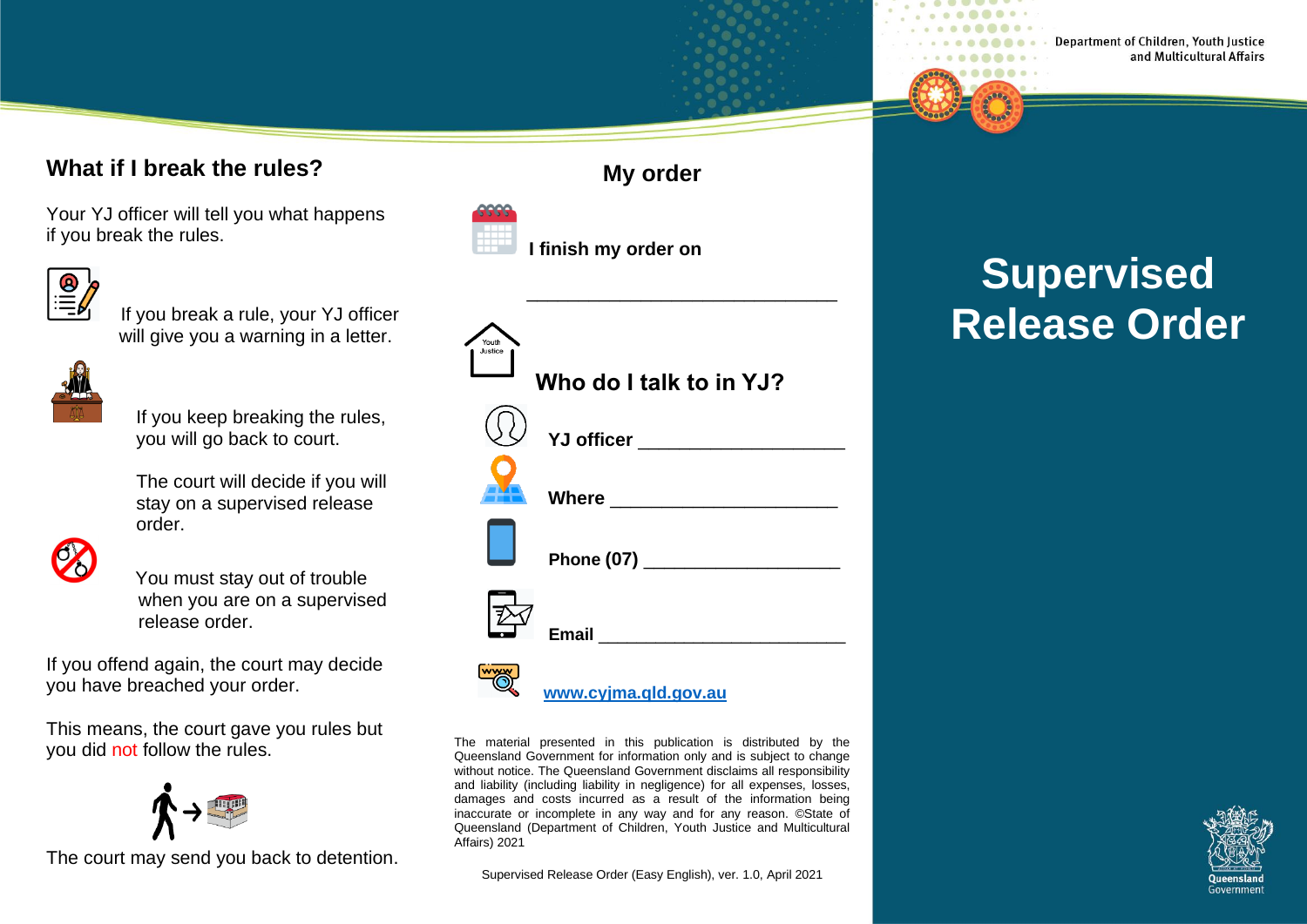Department of Children, Youth Justice and Multicultural Affairs

# Supervised Release Order

## What if I break the rules?

Your YJ officer will tell you what happens if you break the rules.

If you break a rule, your YJ officer will give you a warning in a letter.

If you keep breaking the rules, you will go back to court.

The court will decide if you will stay on a supervised release order.

You must stay out of trouble when you are on a supervised release order.

If you offend again, the court may decide you have breached your order.

This means, the court gave you rules but you did not follow the rules.

The court may send you back to detention.

## My order

**I finish my order on**

______________________________

## Who do I talk to in YJ?

**YJ officer** ____________________

**Where** ______________________

**Phone (07)** ___________________

**Email** _________________________

[www.cyjma.qld.gov.au](http://www.cyjma.qld.gov.au)

The material presented in this publication is distributed by the Queensland Government for information only and is subject to change without notice. The Queensland Government disclaims all responsibility and liability (including liability in negligence) for all expenses, losses, damages and costs incurred as a result of the information being inaccurate or incomplete in any way and for any reason. ©State of Queensland (Department of Children, Youth Justice and Multicultural Affairs) 2021

Supervised Release Order (Easy English), ver. 1.0, April 2021

Queensland Government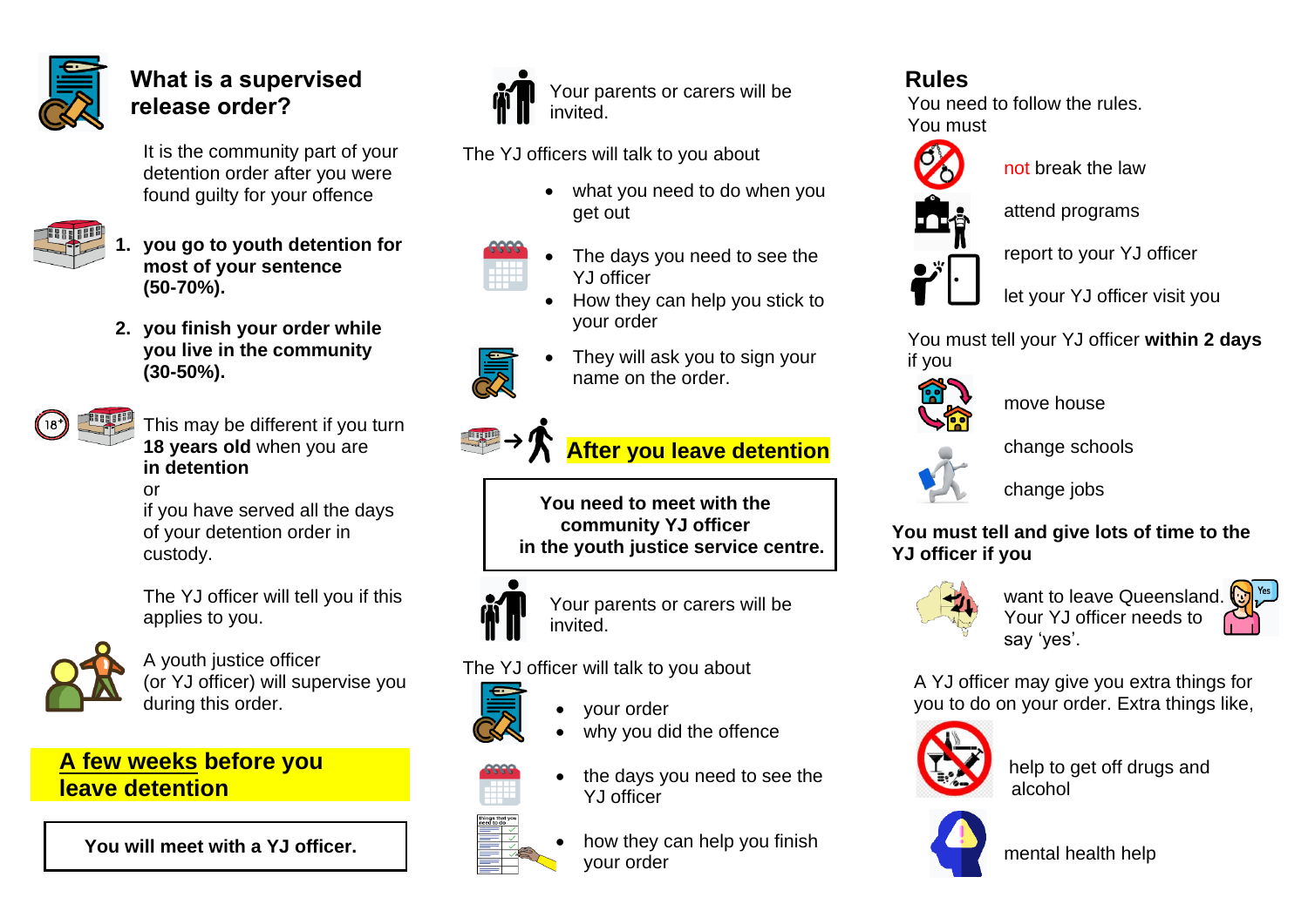## What is a supervised release order?

It is the community part of your detention order after you were found guilty for your offence

1. **you go to youth detention for most of your sentence (50-70%).**
2. **you finish your order while you live in the community (30-50%).**

This may be different if you turn **18 years old** when you are **in detention**
or
if you have served all the days of your detention order in custody.

The YJ officer will tell you if this applies to you.

A youth justice officer (or YJ officer) will supervise you during this order.

## A few weeks before you leave detention

**You will meet with a YJ officer.**

Your parents or carers will be invited.

The YJ officers will talk to you about

- what you need to do when you get out
- The days you need to see the YJ officer
- How they can help you stick to your order
- They will ask you to sign your name on the order.

## After you leave detention

**You need to meet with the community YJ officer in the youth justice service centre.**

Your parents or carers will be invited.

The YJ officer will talk to you about

- your order
- why you did the offence
- the days you need to see the YJ officer
- how they can help you finish your order

## Rules

You need to follow the rules.
You must

- not break the law
- attend programs
- report to your YJ officer
- let your YJ officer visit you

You must tell your YJ officer **within 2 days** if you

- move house
- change schools
- change jobs

**You must tell and give lots of time to the YJ officer if you**

- want to leave Queensland. Your YJ officer needs to say 'yes'.

A YJ officer may give you extra things for you to do on your order. Extra things like,

- help to get off drugs and alcohol
- mental health help